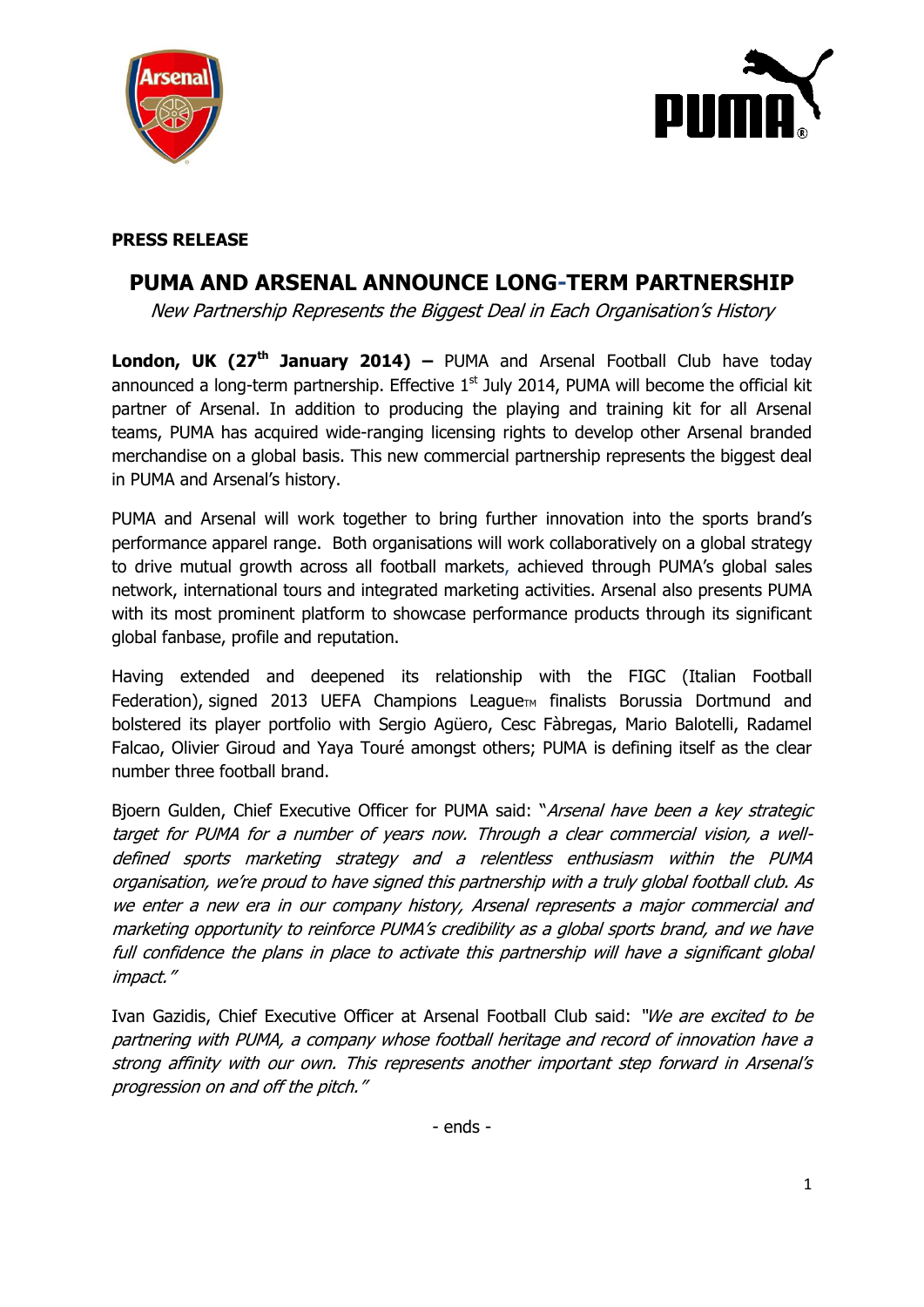**PRESS RELEASE**

# PUMA AND ARSENAL ANNOUNCE LONG-TERM PARTNERSHIP

*New Partnership Represents the Biggest Deal in Each Organisation's History*

**London, UK (27th January 2014) –** PUMA and Arsenal Football Club have today announced a long-term partnership. Effective 1st July 2014, PUMA will become the official kit partner of Arsenal. In addition to producing the playing and training kit for all Arsenal teams, PUMA has acquired wide-ranging licensing rights to develop other Arsenal branded merchandise on a global basis. This new commercial partnership represents the biggest deal in PUMA and Arsenal's history.

PUMA and Arsenal will work together to bring further innovation into the sports brand's performance apparel range. Both organisations will work collaboratively on a global strategy to drive mutual growth across all football markets, achieved through PUMA's global sales network, international tours and integrated marketing activities. Arsenal also presents PUMA with its most prominent platform to showcase performance products through its significant global fanbase, profile and reputation.

Having extended and deepened its relationship with the FIGC (Italian Football Federation), signed 2013 UEFA Champions League™ finalists Borussia Dortmund and bolstered its player portfolio with Sergio Agüero, Cesc Fàbregas, Mario Balotelli, Radamel Falcao, Olivier Giroud and Yaya Touré amongst others; PUMA is defining itself as the clear number three football brand.

Bjoern Gulden, Chief Executive Officer for PUMA said: "*Arsenal have been a key strategic target for PUMA for a number of years now. Through a clear commercial vision, a well-defined sports marketing strategy and a relentless enthusiasm within the PUMA organisation, we're proud to have signed this partnership with a truly global football club. As we enter a new era in our company history, Arsenal represents a major commercial and marketing opportunity to reinforce PUMA's credibility as a global sports brand, and we have full confidence the plans in place to activate this partnership will have a significant global impact.*"

Ivan Gazidis, Chief Executive Officer at Arsenal Football Club said: "*We are excited to be partnering with PUMA, a company whose football heritage and record of innovation have a strong affinity with our own. This represents another important step forward in Arsenal's progression on and off the pitch.*"

- ends -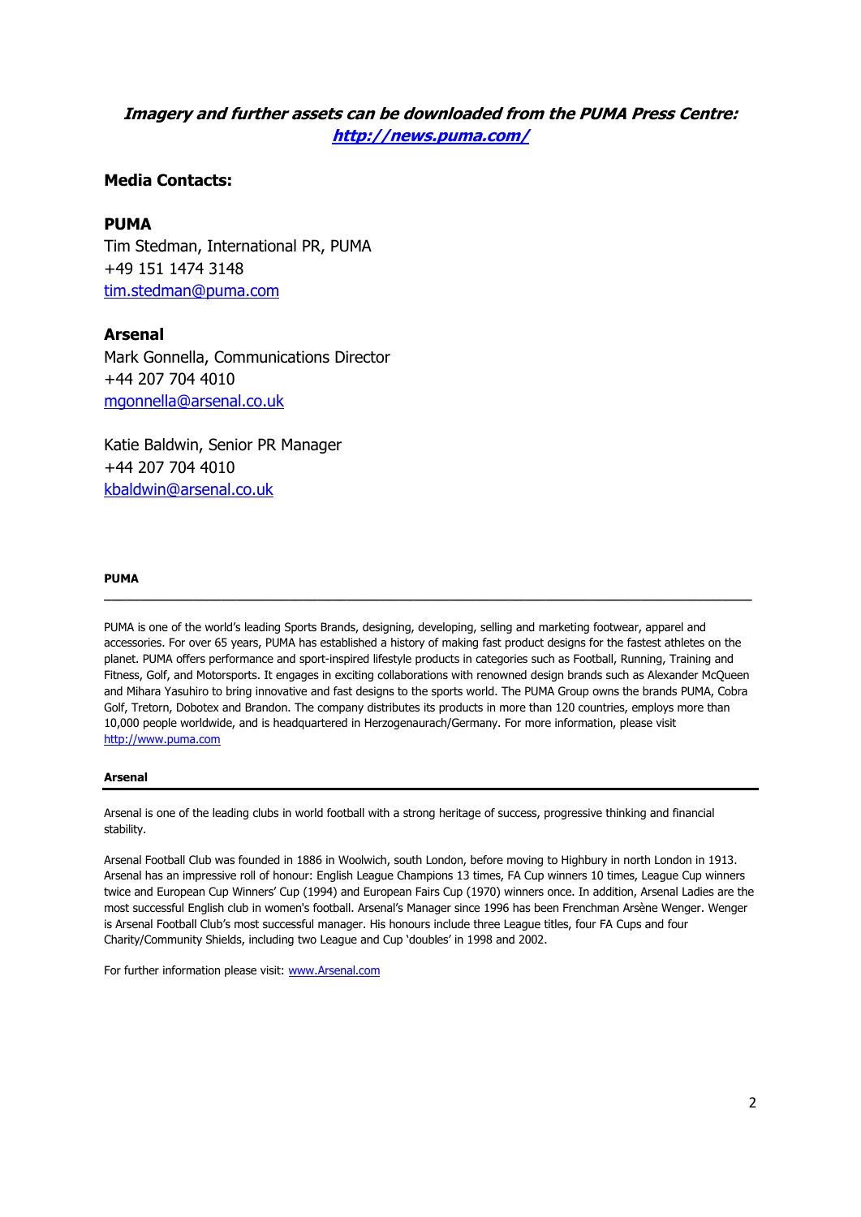***Imagery and further assets can be downloaded from the PUMA Press Centre: [http://news.puma.com/](http://news.puma.com/)***

**Media Contacts:**

**PUMA**
Tim Stedman, International PR, PUMA
+49 151 1474 3148
[tim.stedman@puma.com](mailto:tim.stedman@puma.com)

**Arsenal**
Mark Gonnella, Communications Director
+44 207 704 4010
[mgonnella@arsenal.co.uk](mailto:mgonnella@arsenal.co.uk)

Katie Baldwin, Senior PR Manager
+44 207 704 4010
[kbaldwin@arsenal.co.uk](mailto:kbaldwin@arsenal.co.uk)

**PUMA**

---

PUMA is one of the world's leading Sports Brands, designing, developing, selling and marketing footwear, apparel and accessories. For over 65 years, PUMA has established a history of making fast product designs for the fastest athletes on the planet. PUMA offers performance and sport-inspired lifestyle products in categories such as Football, Running, Training and Fitness, Golf, and Motorsports. It engages in exciting collaborations with renowned design brands such as Alexander McQueen and Mihara Yasuhiro to bring innovative and fast designs to the sports world. The PUMA Group owns the brands PUMA, Cobra Golf, Tretorn, Dobotex and Brandon. The company distributes its products in more than 120 countries, employs more than 10,000 people worldwide, and is headquartered in Herzogenaurach/Germany. For more information, please visit [http://www.puma.com](http://www.puma.com)

**Arsenal**

---

Arsenal is one of the leading clubs in world football with a strong heritage of success, progressive thinking and financial stability.

Arsenal Football Club was founded in 1886 in Woolwich, south London, before moving to Highbury in north London in 1913. Arsenal has an impressive roll of honour: English League Champions 13 times, FA Cup winners 10 times, League Cup winners twice and European Cup Winners' Cup (1994) and European Fairs Cup (1970) winners once. In addition, Arsenal Ladies are the most successful English club in women's football. Arsenal's Manager since 1996 has been Frenchman Arsène Wenger. Wenger is Arsenal Football Club's most successful manager. His honours include three League titles, four FA Cups and four Charity/Community Shields, including two League and Cup 'doubles' in 1998 and 2002.

For further information please visit: [www.Arsenal.com](http://www.Arsenal.com)